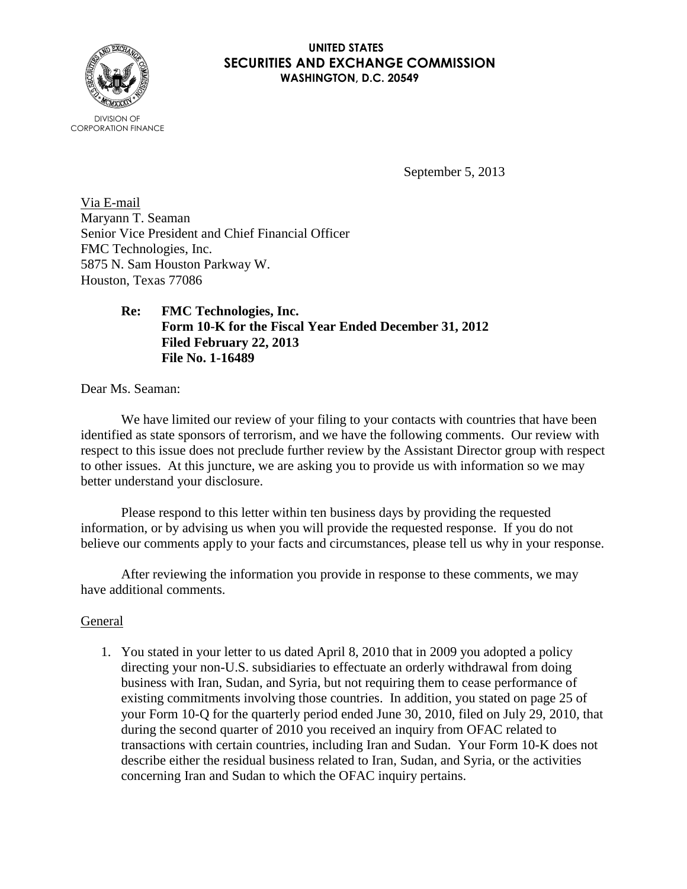**UNITED STATES**
**SECURITIES AND EXCHANGE COMMISSION**
**WASHINGTON, D.C. 20549**

DIVISION OF
CORPORATION FINANCE

September 5, 2013

Via E-mail
Maryann T. Seaman
Senior Vice President and Chief Financial Officer
FMC Technologies, Inc.
5875 N. Sam Houston Parkway W.
Houston, Texas 77086

> **Re: FMC Technologies, Inc.**
> **Form 10-K for the Fiscal Year Ended December 31, 2012**
> **Filed February 22, 2013**
> **File No. 1-16489**

Dear Ms. Seaman:

We have limited our review of your filing to your contacts with countries that have been identified as state sponsors of terrorism, and we have the following comments. Our review with respect to this issue does not preclude further review by the Assistant Director group with respect to other issues. At this juncture, we are asking you to provide us with information so we may better understand your disclosure.

Please respond to this letter within ten business days by providing the requested information, or by advising us when you will provide the requested response. If you do not believe our comments apply to your facts and circumstances, please tell us why in your response.

After reviewing the information you provide in response to these comments, we may have additional comments.

General

1. You stated in your letter to us dated April 8, 2010 that in 2009 you adopted a policy directing your non-U.S. subsidiaries to effectuate an orderly withdrawal from doing business with Iran, Sudan, and Syria, but not requiring them to cease performance of existing commitments involving those countries. In addition, you stated on page 25 of your Form 10-Q for the quarterly period ended June 30, 2010, filed on July 29, 2010, that during the second quarter of 2010 you received an inquiry from OFAC related to transactions with certain countries, including Iran and Sudan. Your Form 10-K does not describe either the residual business related to Iran, Sudan, and Syria, or the activities concerning Iran and Sudan to which the OFAC inquiry pertains.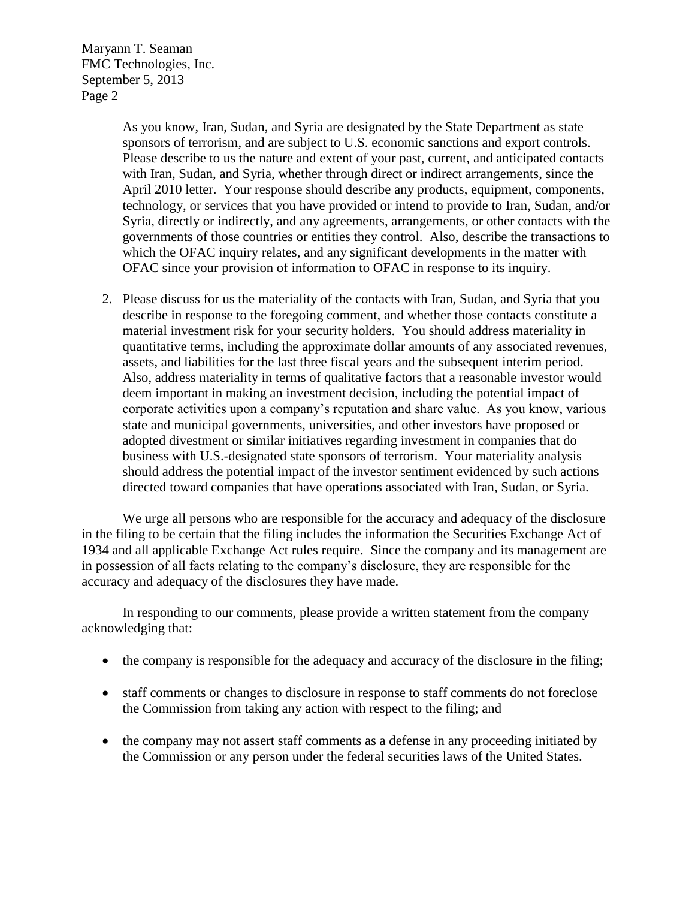As you know, Iran, Sudan, and Syria are designated by the State Department as state sponsors of terrorism, and are subject to U.S. economic sanctions and export controls. Please describe to us the nature and extent of your past, current, and anticipated contacts with Iran, Sudan, and Syria, whether through direct or indirect arrangements, since the April 2010 letter. Your response should describe any products, equipment, components, technology, or services that you have provided or intend to provide to Iran, Sudan, and/or Syria, directly or indirectly, and any agreements, arrangements, or other contacts with the governments of those countries or entities they control. Also, describe the transactions to which the OFAC inquiry relates, and any significant developments in the matter with OFAC since your provision of information to OFAC in response to its inquiry.

2. Please discuss for us the materiality of the contacts with Iran, Sudan, and Syria that you describe in response to the foregoing comment, and whether those contacts constitute a material investment risk for your security holders. You should address materiality in quantitative terms, including the approximate dollar amounts of any associated revenues, assets, and liabilities for the last three fiscal years and the subsequent interim period. Also, address materiality in terms of qualitative factors that a reasonable investor would deem important in making an investment decision, including the potential impact of corporate activities upon a company's reputation and share value. As you know, various state and municipal governments, universities, and other investors have proposed or adopted divestment or similar initiatives regarding investment in companies that do business with U.S.-designated state sponsors of terrorism. Your materiality analysis should address the potential impact of the investor sentiment evidenced by such actions directed toward companies that have operations associated with Iran, Sudan, or Syria.

We urge all persons who are responsible for the accuracy and adequacy of the disclosure in the filing to be certain that the filing includes the information the Securities Exchange Act of 1934 and all applicable Exchange Act rules require. Since the company and its management are in possession of all facts relating to the company's disclosure, they are responsible for the accuracy and adequacy of the disclosures they have made.

In responding to our comments, please provide a written statement from the company acknowledging that:

- the company is responsible for the adequacy and accuracy of the disclosure in the filing;
- staff comments or changes to disclosure in response to staff comments do not foreclose the Commission from taking any action with respect to the filing; and
- the company may not assert staff comments as a defense in any proceeding initiated by the Commission or any person under the federal securities laws of the United States.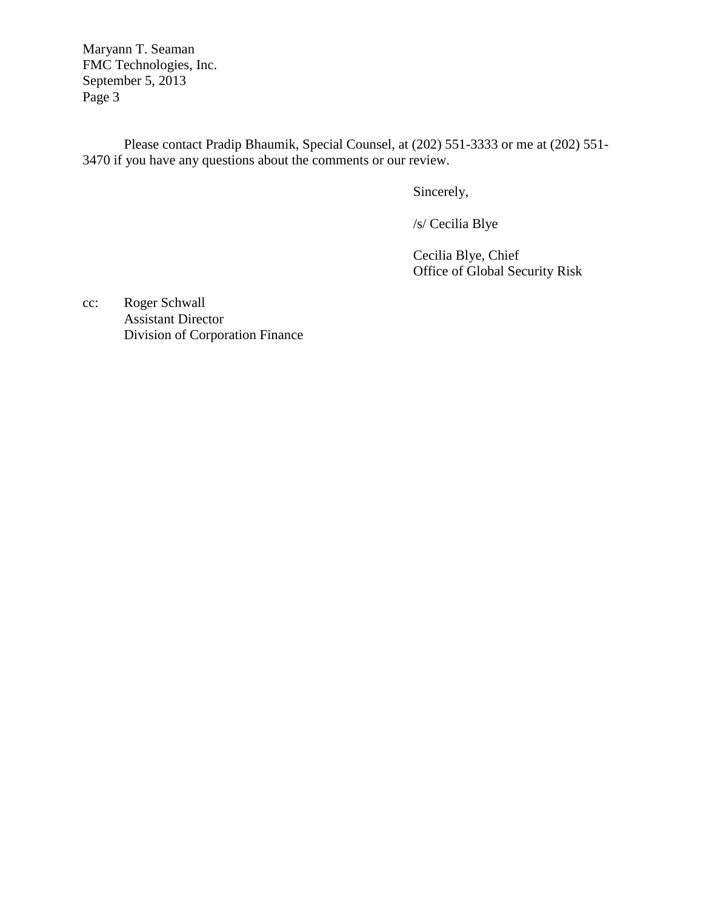Please contact Pradip Bhaumik, Special Counsel, at (202) 551-3333 or me at (202) 551-3470 if you have any questions about the comments or our review.

Sincerely,

/s/ Cecilia Blye

Cecilia Blye, Chief
Office of Global Security Risk

cc: Roger Schwall
Assistant Director
Division of Corporation Finance